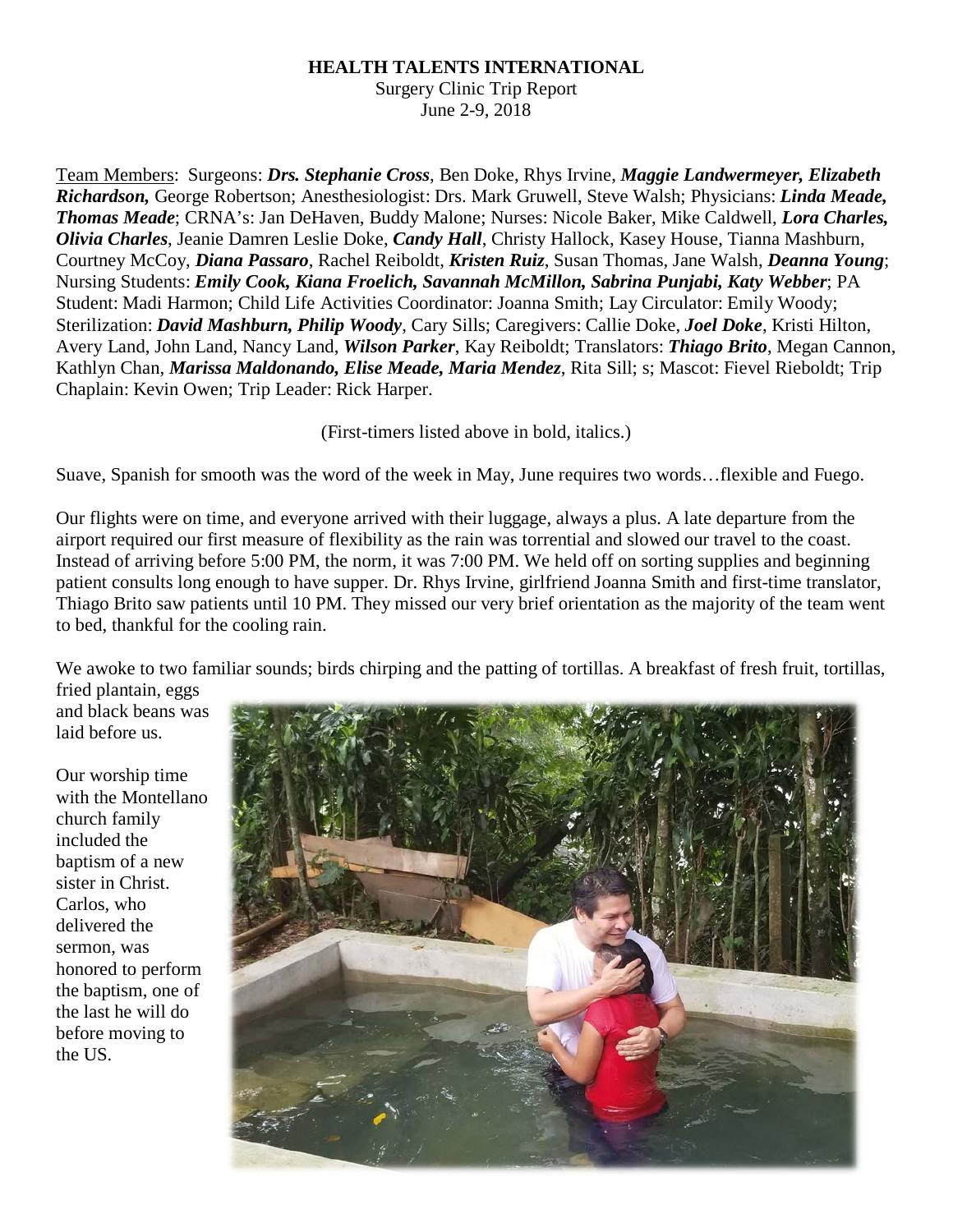**HEALTH TALENTS INTERNATIONAL**

Surgery Clinic Trip Report

June 2-9, 2018

Team Members: Surgeons: ***Drs. Stephanie Cross***, Ben Doke, Rhys Irvine, ***Maggie Landwermeyer, Elizabeth Richardson,*** George Robertson; Anesthesiologist: Drs. Mark Gruwell, Steve Walsh; Physicians: ***Linda Meade, Thomas Meade***; CRNA's: Jan DeHaven, Buddy Malone; Nurses: Nicole Baker, Mike Caldwell, ***Lora Charles, Olivia Charles***, Jeanie Damren Leslie Doke, ***Candy Hall***, Christy Hallock, Kasey House, Tianna Mashburn, Courtney McCoy, ***Diana Passaro***, Rachel Reiboldt, ***Kristen Ruiz***, Susan Thomas, Jane Walsh, ***Deanna Young***; Nursing Students: ***Emily Cook, Kiana Froelich, Savannah McMillon, Sabrina Punjabi, Katy Webber***; PA Student: Madi Harmon; Child Life Activities Coordinator: Joanna Smith; Lay Circulator: Emily Woody; Sterilization: ***David Mashburn, Philip Woody***, Cary Sills; Caregivers: Callie Doke, ***Joel Doke***, Kristi Hilton, Avery Land, John Land, Nancy Land, ***Wilson Parker***, Kay Reiboldt; Translators: ***Thiago Brito***, Megan Cannon, Kathlyn Chan, ***Marissa Maldonando, Elise Meade, Maria Mendez***, Rita Sill; s; Mascot: Fievel Rieboldt; Trip Chaplain: Kevin Owen; Trip Leader: Rick Harper.

(First-timers listed above in bold, italics.)

Suave, Spanish for smooth was the word of the week in May, June requires two words…flexible and Fuego.

Our flights were on time, and everyone arrived with their luggage, always a plus. A late departure from the airport required our first measure of flexibility as the rain was torrential and slowed our travel to the coast. Instead of arriving before 5:00 PM, the norm, it was 7:00 PM. We held off on sorting supplies and beginning patient consults long enough to have supper. Dr. Rhys Irvine, girlfriend Joanna Smith and first-time translator, Thiago Brito saw patients until 10 PM. They missed our very brief orientation as the majority of the team went to bed, thankful for the cooling rain.

We awoke to two familiar sounds; birds chirping and the patting of tortillas. A breakfast of fresh fruit, tortillas, fried plantain, eggs and black beans was laid before us.

Our worship time with the Montellano church family included the baptism of a new sister in Christ. Carlos, who delivered the sermon, was honored to perform the baptism, one of the last he will do before moving to the US.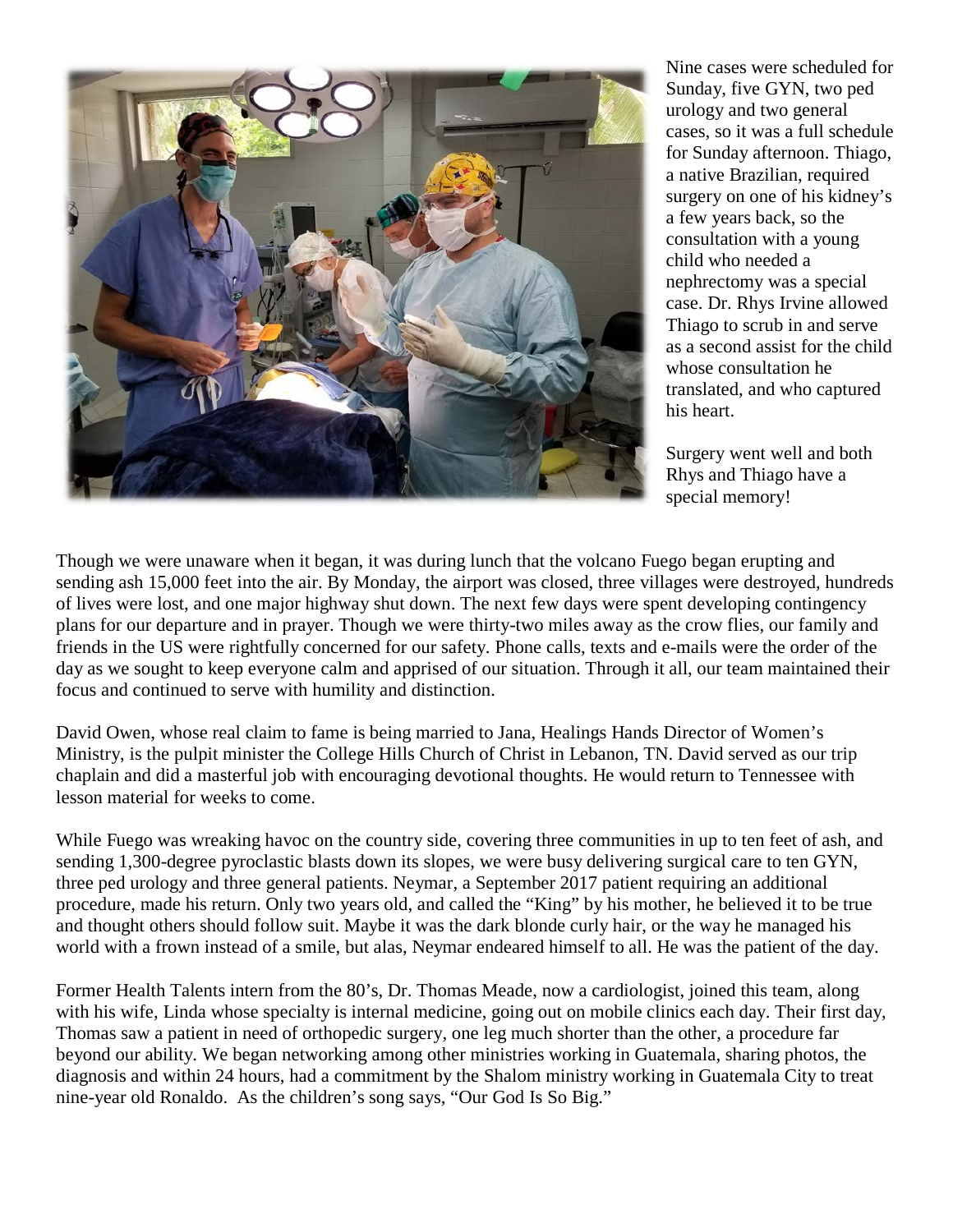Nine cases were scheduled for Sunday, five GYN, two ped urology and two general cases, so it was a full schedule for Sunday afternoon. Thiago, a native Brazilian, required surgery on one of his kidney's a few years back, so the consultation with a young child who needed a nephrectomy was a special case. Dr. Rhys Irvine allowed Thiago to scrub in and serve as a second assist for the child whose consultation he translated, and who captured his heart.

Surgery went well and both Rhys and Thiago have a special memory!

Though we were unaware when it began, it was during lunch that the volcano Fuego began erupting and sending ash 15,000 feet into the air. By Monday, the airport was closed, three villages were destroyed, hundreds of lives were lost, and one major highway shut down. The next few days were spent developing contingency plans for our departure and in prayer. Though we were thirty-two miles away as the crow flies, our family and friends in the US were rightfully concerned for our safety. Phone calls, texts and e-mails were the order of the day as we sought to keep everyone calm and apprised of our situation. Through it all, our team maintained their focus and continued to serve with humility and distinction.

David Owen, whose real claim to fame is being married to Jana, Healings Hands Director of Women's Ministry, is the pulpit minister the College Hills Church of Christ in Lebanon, TN. David served as our trip chaplain and did a masterful job with encouraging devotional thoughts. He would return to Tennessee with lesson material for weeks to come.

While Fuego was wreaking havoc on the country side, covering three communities in up to ten feet of ash, and sending 1,300-degree pyroclastic blasts down its slopes, we were busy delivering surgical care to ten GYN, three ped urology and three general patients. Neymar, a September 2017 patient requiring an additional procedure, made his return. Only two years old, and called the "King" by his mother, he believed it to be true and thought others should follow suit. Maybe it was the dark blonde curly hair, or the way he managed his world with a frown instead of a smile, but alas, Neymar endeared himself to all. He was the patient of the day.

Former Health Talents intern from the 80's, Dr. Thomas Meade, now a cardiologist, joined this team, along with his wife, Linda whose specialty is internal medicine, going out on mobile clinics each day. Their first day, Thomas saw a patient in need of orthopedic surgery, one leg much shorter than the other, a procedure far beyond our ability. We began networking among other ministries working in Guatemala, sharing photos, the diagnosis and within 24 hours, had a commitment by the Shalom ministry working in Guatemala City to treat nine-year old Ronaldo. As the children's song says, "Our God Is So Big."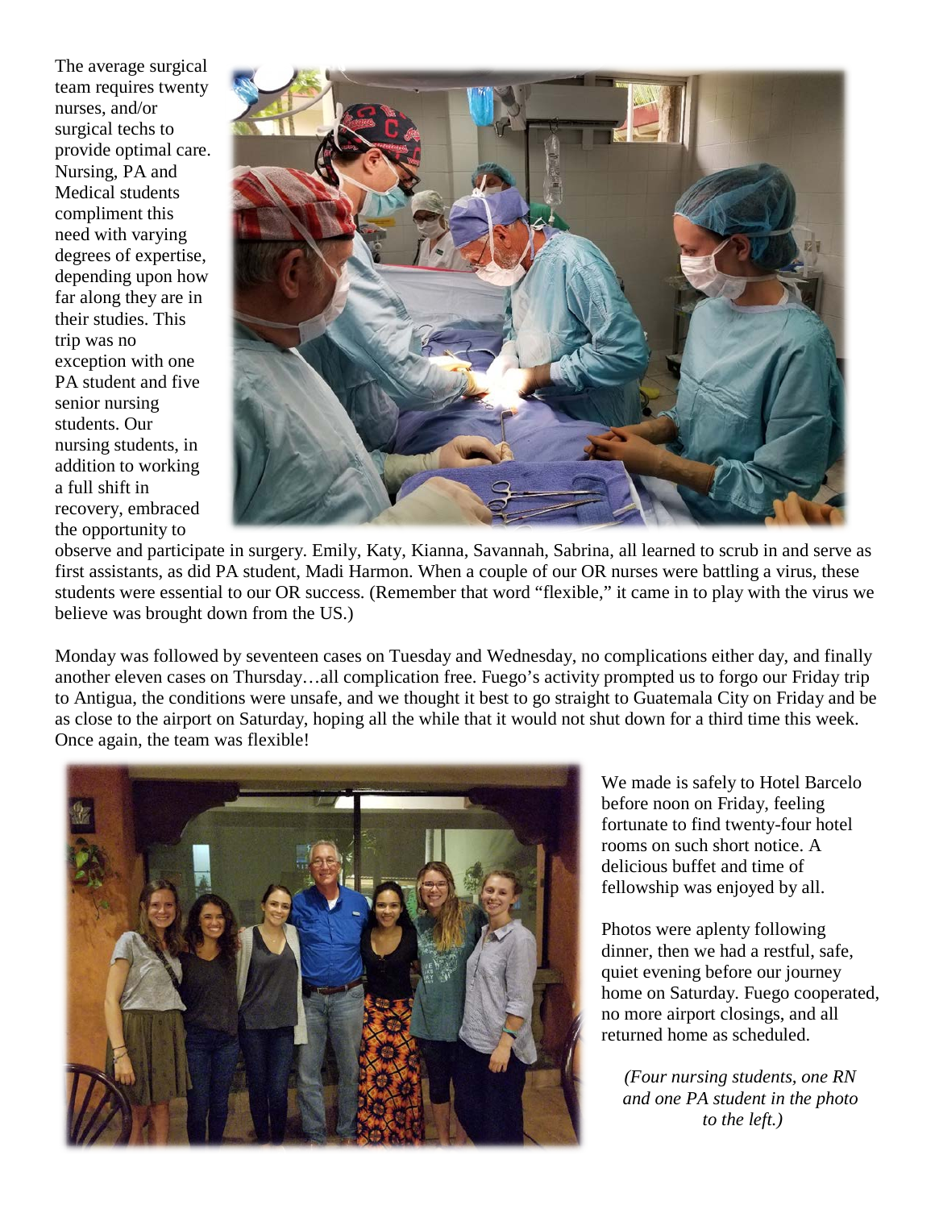The average surgical team requires twenty nurses, and/or surgical techs to provide optimal care. Nursing, PA and Medical students compliment this need with varying degrees of expertise, depending upon how far along they are in their studies. This trip was no exception with one PA student and five senior nursing students. Our nursing students, in addition to working a full shift in recovery, embraced the opportunity to observe and participate in surgery. Emily, Katy, Kianna, Savannah, Sabrina, all learned to scrub in and serve as first assistants, as did PA student, Madi Harmon. When a couple of our OR nurses were battling a virus, these students were essential to our OR success. (Remember that word "flexible," it came in to play with the virus we believe was brought down from the US.)

Monday was followed by seventeen cases on Tuesday and Wednesday, no complications either day, and finally another eleven cases on Thursday…all complication free. Fuego's activity prompted us to forgo our Friday trip to Antigua, the conditions were unsafe, and we thought it best to go straight to Guatemala City on Friday and be as close to the airport on Saturday, hoping all the while that it would not shut down for a third time this week. Once again, the team was flexible!

We made is safely to Hotel Barcelo before noon on Friday, feeling fortunate to find twenty-four hotel rooms on such short notice. A delicious buffet and time of fellowship was enjoyed by all.

Photos were aplenty following dinner, then we had a restful, safe, quiet evening before our journey home on Saturday. Fuego cooperated, no more airport closings, and all returned home as scheduled.

*(Four nursing students, one RN and one PA student in the photo to the left.)*